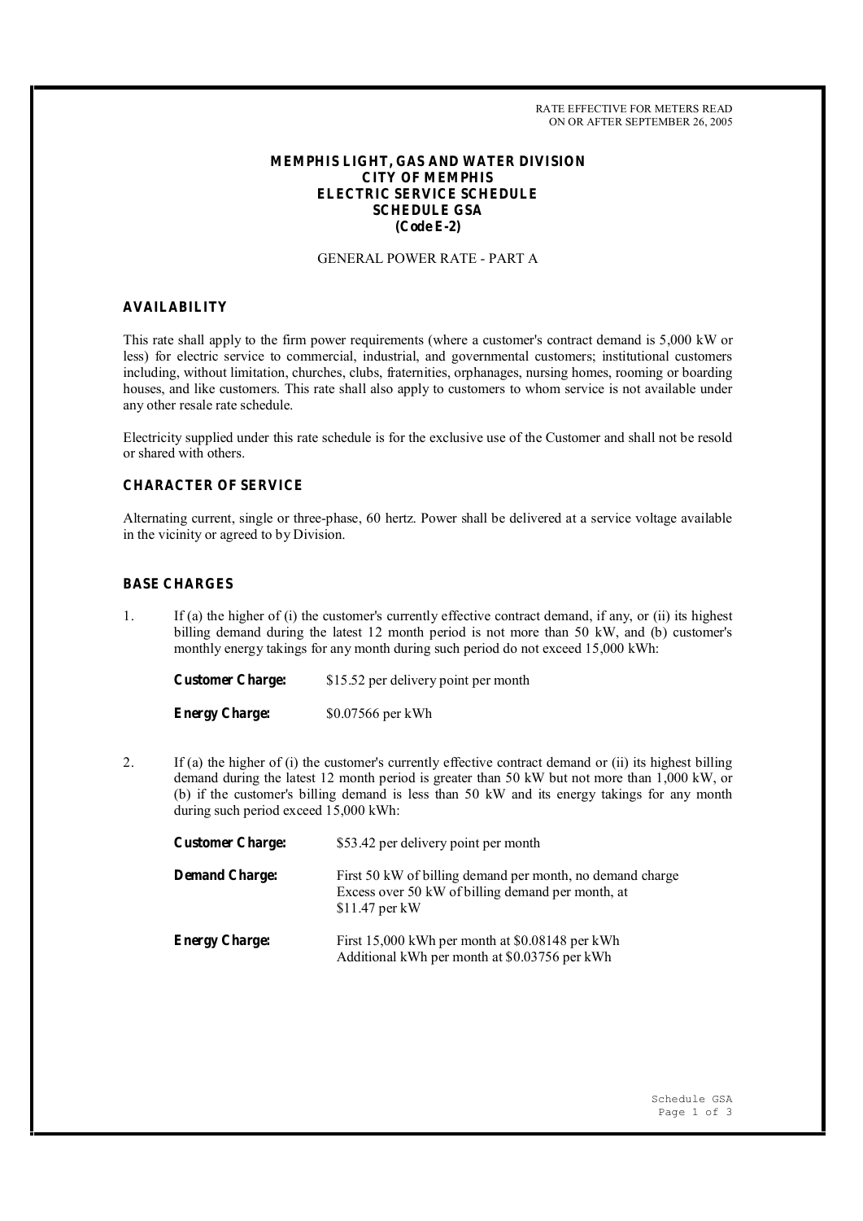RATE EFFECTIVE FOR METERS READ
ON OR AFTER SEPTEMBER 26, 2005

# MEMPHIS LIGHT, GAS AND WATER DIVISION
# CITY OF MEMPHIS
# ELECTRIC SERVICE SCHEDULE
# SCHEDULE GSA
# (Code E-2)

GENERAL POWER RATE - PART A

## AVAILABILITY

This rate shall apply to the firm power requirements (where a customer's contract demand is 5,000 kW or less) for electric service to commercial, industrial, and governmental customers; institutional customers including, without limitation, churches, clubs, fraternities, orphanages, nursing homes, rooming or boarding houses, and like customers. This rate shall also apply to customers to whom service is not available under any other resale rate schedule.

Electricity supplied under this rate schedule is for the exclusive use of the Customer and shall not be resold or shared with others.

## CHARACTER OF SERVICE

Alternating current, single or three-phase, 60 hertz. Power shall be delivered at a service voltage available in the vicinity or agreed to by Division.

## BASE CHARGES

1. If (a) the higher of (i) the customer's currently effective contract demand, if any, or (ii) its highest billing demand during the latest 12 month period is not more than 50 kW, and (b) customer's monthly energy takings for any month during such period do not exceed 15,000 kWh:

   **Customer Charge:** $15.52 per delivery point per month

   **Energy Charge:** $0.07566 per kWh

2. If (a) the higher of (i) the customer's currently effective contract demand or (ii) its highest billing demand during the latest 12 month period is greater than 50 kW but not more than 1,000 kW, or (b) if the customer's billing demand is less than 50 kW and its energy takings for any month during such period exceed 15,000 kWh:

   **Customer Charge:** $53.42 per delivery point per month

   **Demand Charge:** First 50 kW of billing demand per month, no demand charge
   Excess over 50 kW of billing demand per month, at $11.47 per kW

   **Energy Charge:** First 15,000 kWh per month at $0.08148 per kWh
   Additional kWh per month at $0.03756 per kWh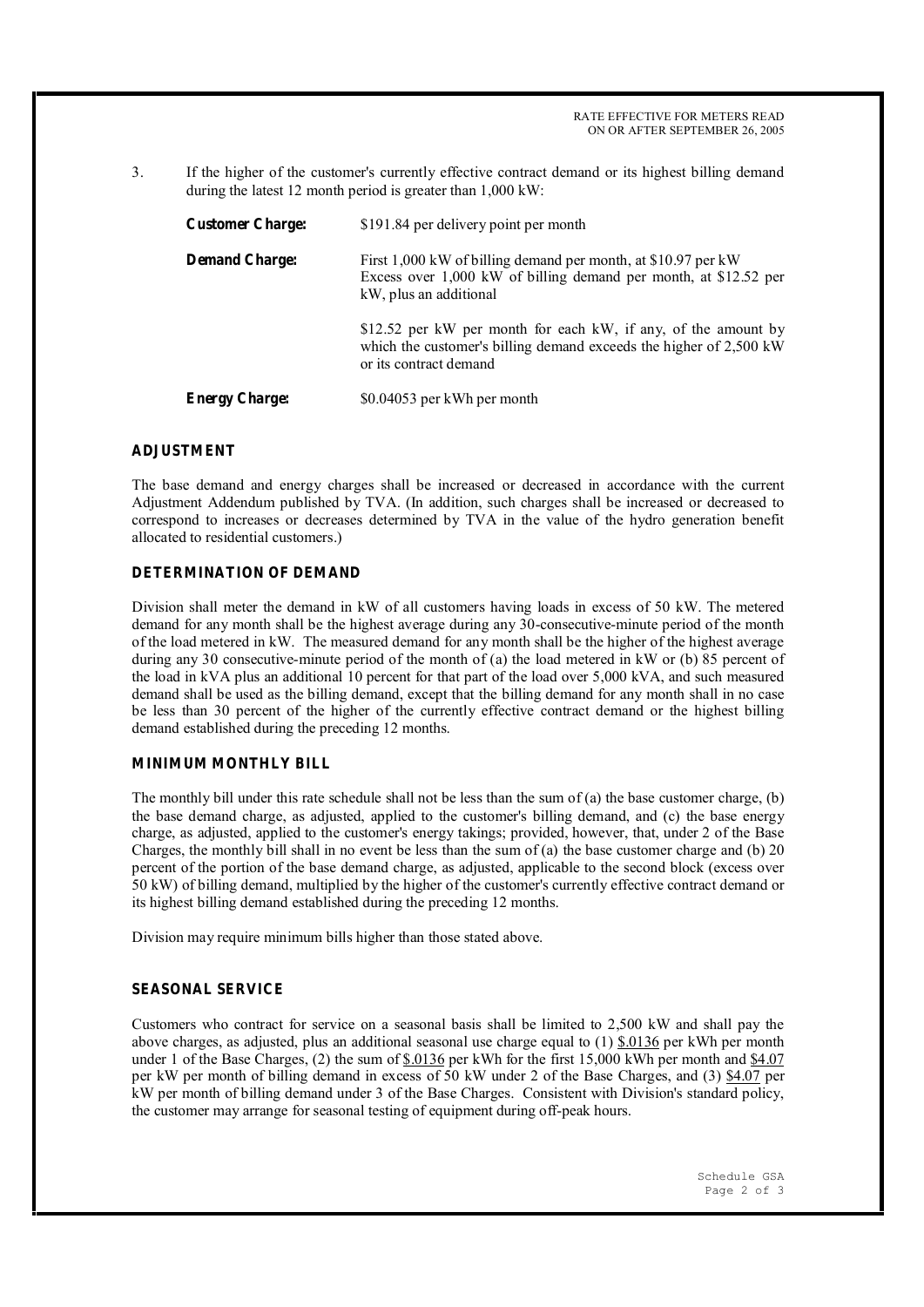RATE EFFECTIVE FOR METERS READ
ON OR AFTER SEPTEMBER 26, 2005

3. If the higher of the customer's currently effective contract demand or its highest billing demand during the latest 12 month period is greater than 1,000 kW:

**Customer Charge:** $191.84 per delivery point per month

**Demand Charge:** First 1,000 kW of billing demand per month, at $10.97 per kW
Excess over 1,000 kW of billing demand per month, at $12.52 per kW, plus an additional

$12.52 per kW per month for each kW, if any, of the amount by which the customer's billing demand exceeds the higher of 2,500 kW or its contract demand

**Energy Charge:** $0.04053 per kWh per month

## ADJUSTMENT

The base demand and energy charges shall be increased or decreased in accordance with the current Adjustment Addendum published by TVA. (In addition, such charges shall be increased or decreased to correspond to increases or decreases determined by TVA in the value of the hydro generation benefit allocated to residential customers.)

## DETERMINATION OF DEMAND

Division shall meter the demand in kW of all customers having loads in excess of 50 kW. The metered demand for any month shall be the highest average during any 30-consecutive-minute period of the month of the load metered in kW. The measured demand for any month shall be the higher of the highest average during any 30 consecutive-minute period of the month of (a) the load metered in kW or (b) 85 percent of the load in kVA plus an additional 10 percent for that part of the load over 5,000 kVA, and such measured demand shall be used as the billing demand, except that the billing demand for any month shall in no case be less than 30 percent of the higher of the currently effective contract demand or the highest billing demand established during the preceding 12 months.

## MINIMUM MONTHLY BILL

The monthly bill under this rate schedule shall not be less than the sum of (a) the base customer charge, (b) the base demand charge, as adjusted, applied to the customer's billing demand, and (c) the base energy charge, as adjusted, applied to the customer's energy takings; provided, however, that, under 2 of the Base Charges, the monthly bill shall in no event be less than the sum of (a) the base customer charge and (b) 20 percent of the portion of the base demand charge, as adjusted, applicable to the second block (excess over 50 kW) of billing demand, multiplied by the higher of the customer's currently effective contract demand or its highest billing demand established during the preceding 12 months.

Division may require minimum bills higher than those stated above.

## SEASONAL SERVICE

Customers who contract for service on a seasonal basis shall be limited to 2,500 kW and shall pay the above charges, as adjusted, plus an additional seasonal use charge equal to (1) $.0136 per kWh per month under 1 of the Base Charges, (2) the sum of $.0136 per kWh for the first 15,000 kWh per month and $4.07 per kW per month of billing demand in excess of 50 kW under 2 of the Base Charges, and (3) $4.07 per kW per month of billing demand under 3 of the Base Charges. Consistent with Division's standard policy, the customer may arrange for seasonal testing of equipment during off-peak hours.

Schedule GSA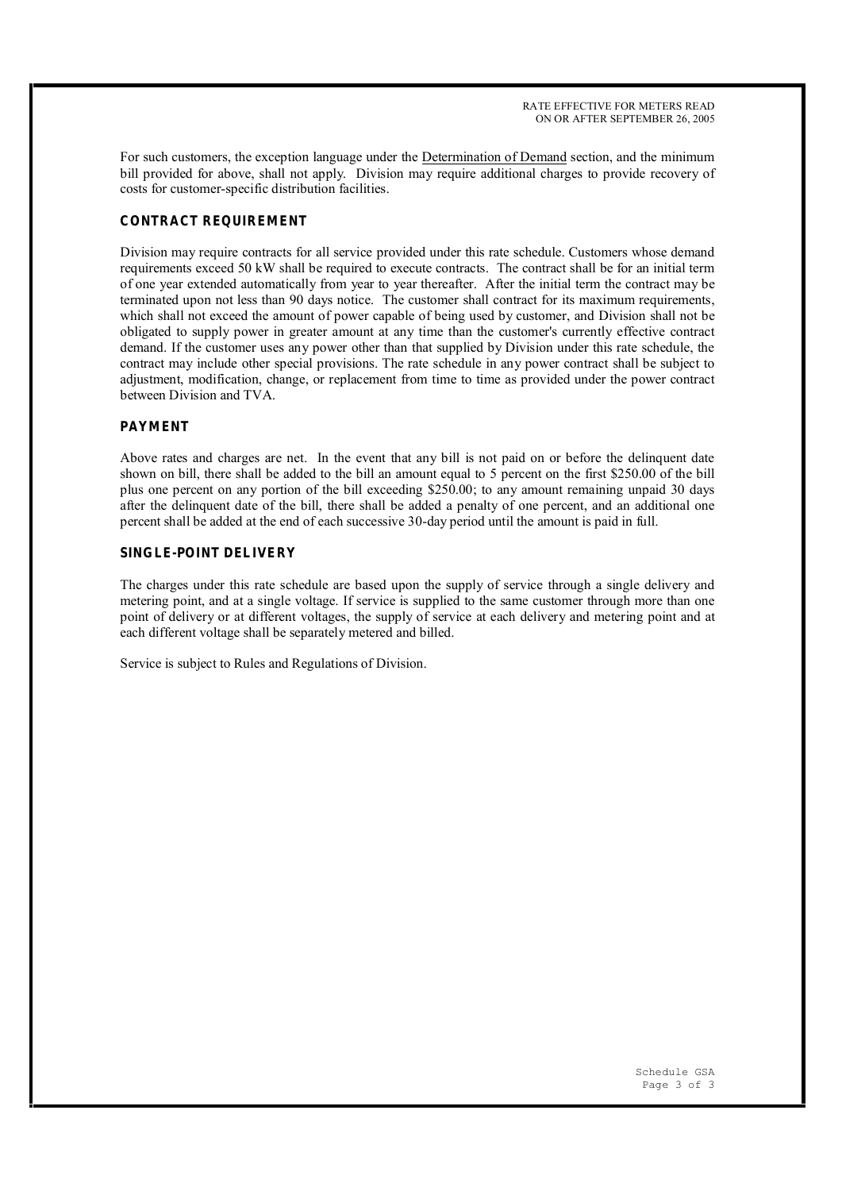RATE EFFECTIVE FOR METERS READ
ON OR AFTER SEPTEMBER 26, 2005

For such customers, the exception language under the Determination of Demand section, and the minimum bill provided for above, shall not apply. Division may require additional charges to provide recovery of costs for customer-specific distribution facilities.

## CONTRACT REQUIREMENT

Division may require contracts for all service provided under this rate schedule. Customers whose demand requirements exceed 50 kW shall be required to execute contracts. The contract shall be for an initial term of one year extended automatically from year to year thereafter. After the initial term the contract may be terminated upon not less than 90 days notice. The customer shall contract for its maximum requirements, which shall not exceed the amount of power capable of being used by customer, and Division shall not be obligated to supply power in greater amount at any time than the customer's currently effective contract demand. If the customer uses any power other than that supplied by Division under this rate schedule, the contract may include other special provisions. The rate schedule in any power contract shall be subject to adjustment, modification, change, or replacement from time to time as provided under the power contract between Division and TVA.

## PAYMENT

Above rates and charges are net. In the event that any bill is not paid on or before the delinquent date shown on bill, there shall be added to the bill an amount equal to 5 percent on the first $250.00 of the bill plus one percent on any portion of the bill exceeding $250.00; to any amount remaining unpaid 30 days after the delinquent date of the bill, there shall be added a penalty of one percent, and an additional one percent shall be added at the end of each successive 30-day period until the amount is paid in full.

## SINGLE-POINT DELIVERY

The charges under this rate schedule are based upon the supply of service through a single delivery and metering point, and at a single voltage. If service is supplied to the same customer through more than one point of delivery or at different voltages, the supply of service at each delivery and metering point and at each different voltage shall be separately metered and billed.

Service is subject to Rules and Regulations of Division.

Schedule GSA